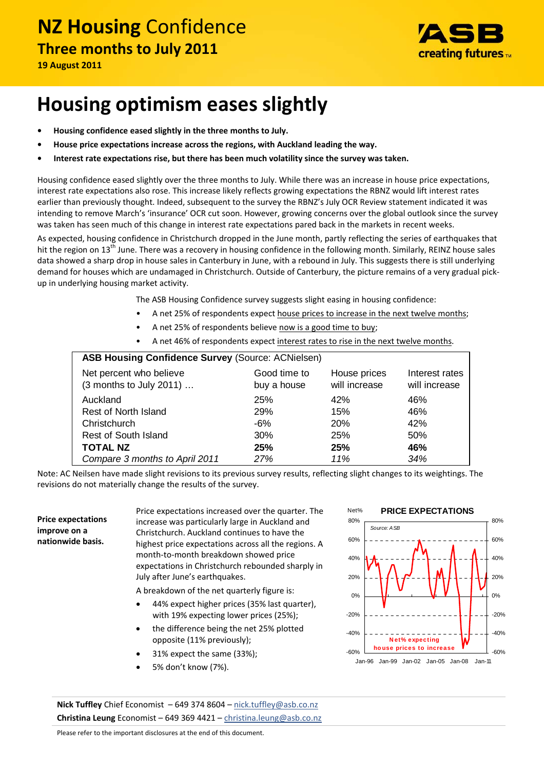# NZ Housing Confidence

## Three months to July 2011

**19 August 2011**

ASB creating futures™

# Housing optimism eases slightly

- **Housing confidence eased slightly in the three months to July.**
- **House price expectations increase across the regions, with Auckland leading the way.**
- **Interest rate expectations rise, but there has been much volatility since the survey was taken.**

Housing confidence eased slightly over the three months to July. While there was an increase in house price expectations, interest rate expectations also rose. This increase likely reflects growing expectations the RBNZ would lift interest rates earlier than previously thought. Indeed, subsequent to the survey the RBNZ's July OCR Review statement indicated it was intending to remove March's 'insurance' OCR cut soon. However, growing concerns over the global outlook since the survey was taken has seen much of this change in interest rate expectations pared back in the markets in recent weeks.

As expected, housing confidence in Christchurch dropped in the June month, partly reflecting the series of earthquakes that hit the region on 13th June. There was a recovery in housing confidence in the following month. Similarly, REINZ house sales data showed a sharp drop in house sales in Canterbury in June, with a rebound in July. This suggests there is still underlying demand for houses which are undamaged in Christchurch. Outside of Canterbury, the picture remains of a very gradual pick-up in underlying housing market activity.

The ASB Housing Confidence survey suggests slight easing in housing confidence:

- A net 25% of respondents expect house prices to increase in the next twelve months;
- A net 25% of respondents believe now is a good time to buy;
- A net 46% of respondents expect interest rates to rise in the next twelve months.

**ASB Housing Confidence Survey** (Source: ACNielsen)

| Net percent who believe (3 months to July 2011) … | Good time to buy a house | House prices will increase | Interest rates will increase |
|---|---|---|---|
| Auckland | 25% | 42% | 46% |
| Rest of North Island | 29% | 15% | 46% |
| Christchurch | -6% | 20% | 42% |
| Rest of South Island | 30% | 25% | 50% |
| **TOTAL NZ** | **25%** | **25%** | **46%** |
| *Compare 3 months to April 2011* | *27%* | *11%* | *34%* |

Note: AC Neilsen have made slight revisions to its previous survey results, reflecting slight changes to its weightings. The revisions do not materially change the results of the survey.

**Price expectations improve on a nationwide basis.**

Price expectations increased over the quarter. The increase was particularly large in Auckland and Christchurch. Auckland continues to have the highest price expectations across all the regions. A month-to-month breakdown showed price expectations in Christchurch rebounded sharply in July after June's earthquakes.

A breakdown of the net quarterly figure is:

- 44% expect higher prices (35% last quarter), with 19% expecting lower prices (25%);
- the difference being the net 25% plotted opposite (11% previously);
- 31% expect the same (33%);
- 5% don't know (7%).

PRICE EXPECTATIONS

Net%

Source: ASB

Net% expecting house prices to increase

80%, 60%, 40%, 20%, 0%, -20%, -40%, -60%

Jan-96, Jan-99, Jan-02, Jan-05, Jan-08, Jan-11

**Nick Tuffley** Chief Economist – 649 374 8604 – nick.tuffley@asb.co.nz
**Christina Leung** Economist – 649 369 4421 – christina.leung@asb.co.nz

Please refer to the important disclosures at the end of this document.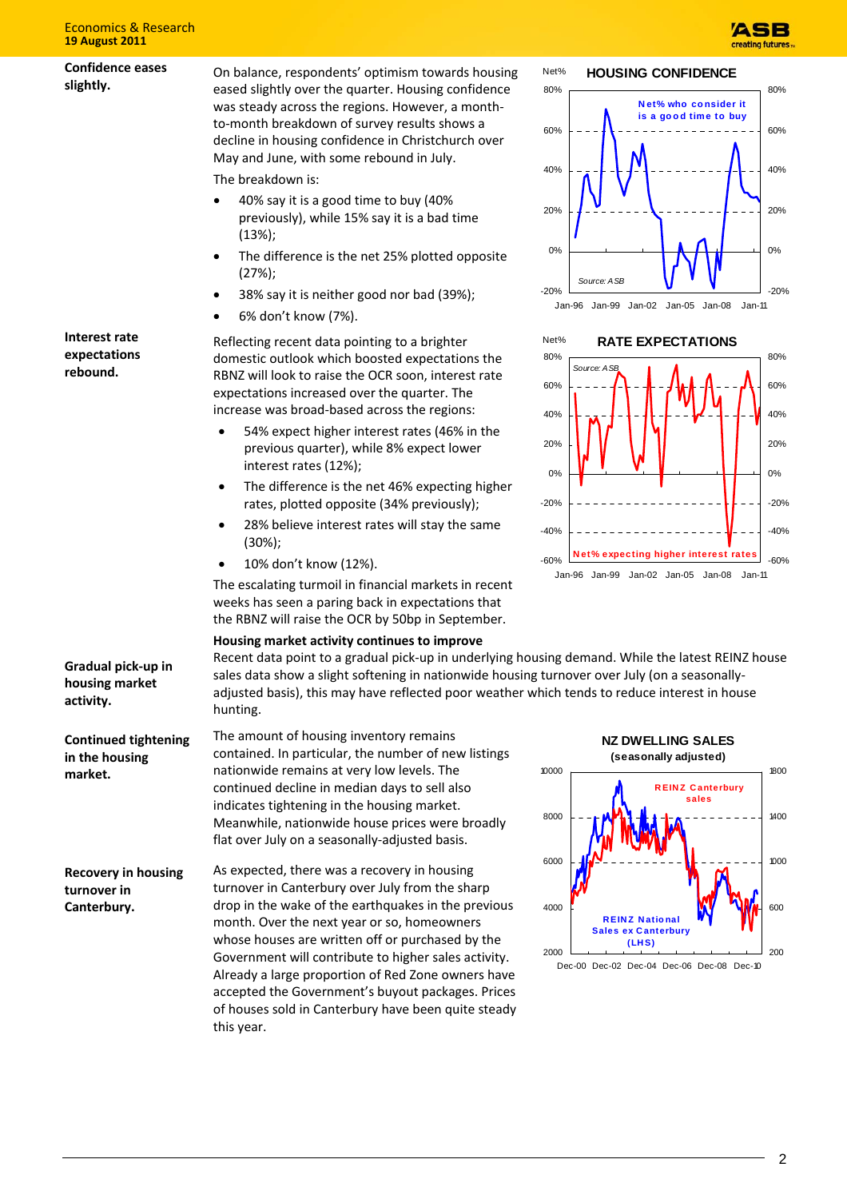**Confidence eases slightly.**

On balance, respondents' optimism towards housing eased slightly over the quarter. Housing confidence was steady across the regions. However, a month-to-month breakdown of survey results shows a decline in housing confidence in Christchurch over May and June, with some rebound in July.

The breakdown is:

- 40% say it is a good time to buy (40% previously), while 15% say it is a bad time (13%);
- The difference is the net 25% plotted opposite (27%);
- 38% say it is neither good nor bad (39%);
- 6% don't know (7%).

HOUSING CONFIDENCE

Net%

Net% who consider it is a good time to buy

Source: ASB

80%
60%
40%
20%
0%
-20%

Jan-96 Jan-99 Jan-02 Jan-05 Jan-08 Jan-11

**Interest rate expectations rebound.**

Reflecting recent data pointing to a brighter domestic outlook which boosted expectations the RBNZ will look to raise the OCR soon, interest rate expectations increased over the quarter. The increase was broad-based across the regions:

- 54% expect higher interest rates (46% in the previous quarter), while 8% expect lower interest rates (12%);
- The difference is the net 46% expecting higher rates, plotted opposite (34% previously);
- 28% believe interest rates will stay the same (30%);
- 10% don't know (12%).

The escalating turmoil in financial markets in recent weeks has seen a paring back in expectations that the RBNZ will raise the OCR by 50bp in September.

RATE EXPECTATIONS

Net%

Source: ASB

Net% expecting higher interest rates

80%
60%
40%
20%
0%
-20%
-40%
-60%

Jan-96 Jan-99 Jan-02 Jan-05 Jan-08 Jan-11

**Housing market activity continues to improve**

**Gradual pick-up in housing market activity.**

Recent data point to a gradual pick-up in underlying housing demand. While the latest REINZ house sales data show a slight softening in nationwide housing turnover over July (on a seasonally-adjusted basis), this may have reflected poor weather which tends to reduce interest in house hunting.

**Continued tightening in the housing market.**

The amount of housing inventory remains contained. In particular, the number of new listings nationwide remains at very low levels. The continued decline in median days to sell also indicates tightening in the housing market. Meanwhile, nationwide house prices were broadly flat over July on a seasonally-adjusted basis.

**Recovery in housing turnover in Canterbury.**

As expected, there was a recovery in housing turnover in Canterbury over July from the sharp drop in the wake of the earthquakes in the previous month. Over the next year or so, homeowners whose houses are written off or purchased by the Government will contribute to higher sales activity. Already a large proportion of Red Zone owners have accepted the Government's buyout packages. Prices of houses sold in Canterbury have been quite steady this year.

NZ DWELLING SALES
(seasonally adjusted)

REINZ Canterbury sales

REINZ National Sales ex Canterbury (LHS)

10000
8000
6000
4000
2000

1800
1400
1000
600
200

Dec-00 Dec-02 Dec-04 Dec-06 Dec-08 Dec-10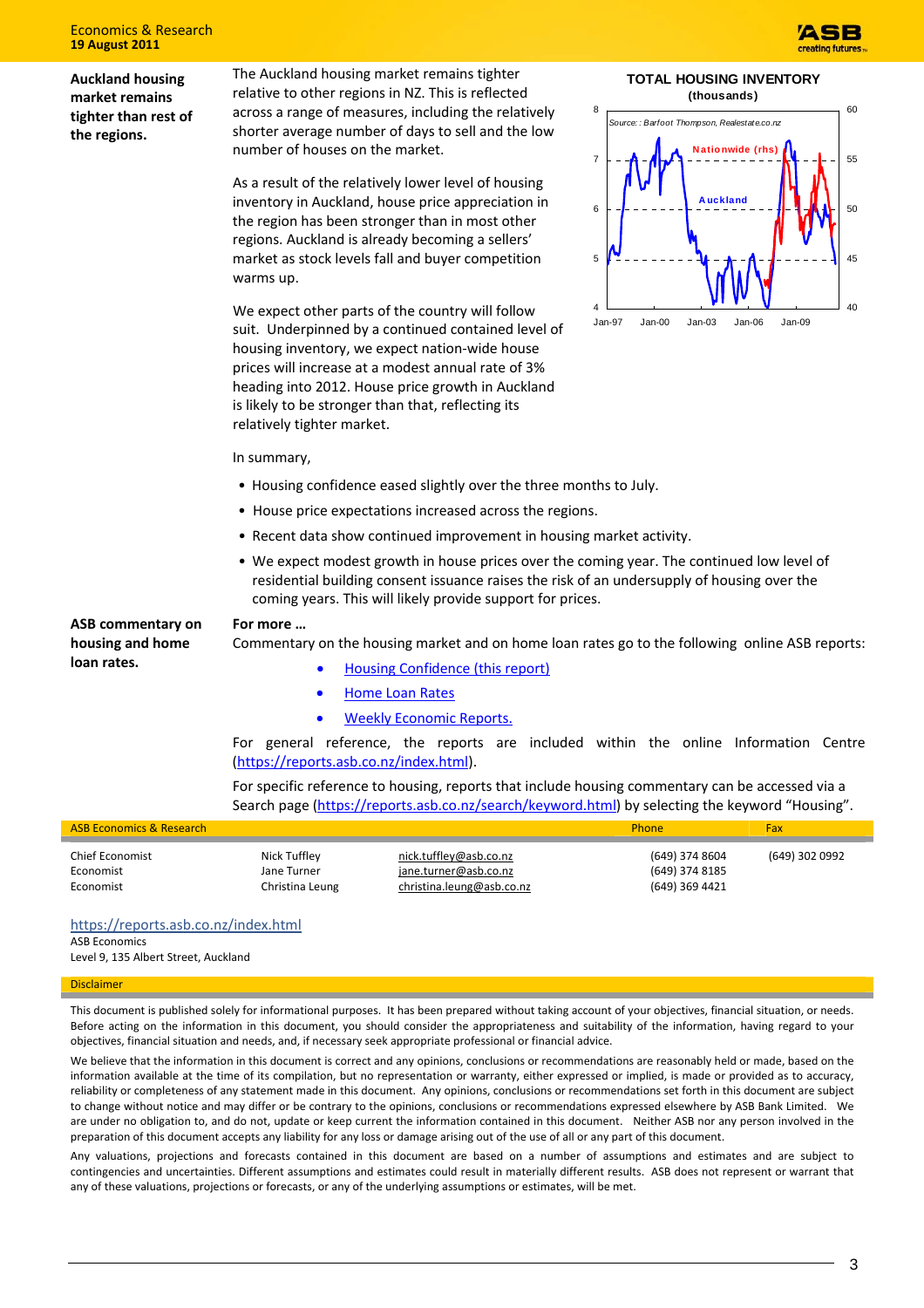**Auckland housing market remains tighter than rest of the regions.**

The Auckland housing market remains tighter relative to other regions in NZ. This is reflected across a range of measures, including the relatively shorter average number of days to sell and the low number of houses on the market.

As a result of the relatively lower level of housing inventory in Auckland, house price appreciation in the region has been stronger than in most other regions. Auckland is already becoming a sellers' market as stock levels fall and buyer competition warms up.

We expect other parts of the country will follow suit. Underpinned by a continued contained level of housing inventory, we expect nation-wide house prices will increase at a modest annual rate of 3% heading into 2012. House price growth in Auckland is likely to be stronger than that, reflecting its relatively tighter market.

TOTAL HOUSING INVENTORY
(thousands)
Source: : Barfoot Thompson, Realestate.co.nz
Nationwide (rhs)
Auckland
8
7
6
5
4
60
55
50
45
40
Jan-97 Jan-00 Jan-03 Jan-06 Jan-09

In summary,

- Housing confidence eased slightly over the three months to July.
- House price expectations increased across the regions.
- Recent data show continued improvement in housing market activity.
- We expect modest growth in house prices over the coming year. The continued low level of residential building consent issuance raises the risk of an undersupply of housing over the coming years. This will likely provide support for prices.

**ASB commentary on housing and home loan rates.**

**For more …**

Commentary on the housing market and on home loan rates go to the following online ASB reports:

- Housing Confidence (this report)
- Home Loan Rates
- Weekly Economic Reports.

For general reference, the reports are included within the online Information Centre (https://reports.asb.co.nz/index.html).

For specific reference to housing, reports that include housing commentary can be accessed via a Search page (https://reports.asb.co.nz/search/keyword.html) by selecting the keyword "Housing".

| ASB Economics & Research | | | Phone | Fax |
|---|---|---|---|---|
| Chief Economist | Nick Tuffley | nick.tuffley@asb.co.nz | (649) 374 8604 | (649) 302 0992 |
| Economist | Jane Turner | jane.turner@asb.co.nz | (649) 374 8185 | |
| Economist | Christina Leung | christina.leung@asb.co.nz | (649) 369 4421 | |

https://reports.asb.co.nz/index.html
ASB Economics
Level 9, 135 Albert Street, Auckland

**Disclaimer**

This document is published solely for informational purposes. It has been prepared without taking account of your objectives, financial situation, or needs. Before acting on the information in this document, you should consider the appropriateness and suitability of the information, having regard to your objectives, financial situation and needs, and, if necessary seek appropriate professional or financial advice.

We believe that the information in this document is correct and any opinions, conclusions or recommendations are reasonably held or made, based on the information available at the time of its compilation, but no representation or warranty, either expressed or implied, is made or provided as to accuracy, reliability or completeness of any statement made in this document. Any opinions, conclusions or recommendations set forth in this document are subject to change without notice and may differ or be contrary to the opinions, conclusions or recommendations expressed elsewhere by ASB Bank Limited. We are under no obligation to, and do not, update or keep current the information contained in this document. Neither ASB nor any person involved in the preparation of this document accepts any liability for any loss or damage arising out of the use of all or any part of this document.

Any valuations, projections and forecasts contained in this document are based on a number of assumptions and estimates and are subject to contingencies and uncertainties. Different assumptions and estimates could result in materially different results. ASB does not represent or warrant that any of these valuations, projections or forecasts, or any of the underlying assumptions or estimates, will be met.